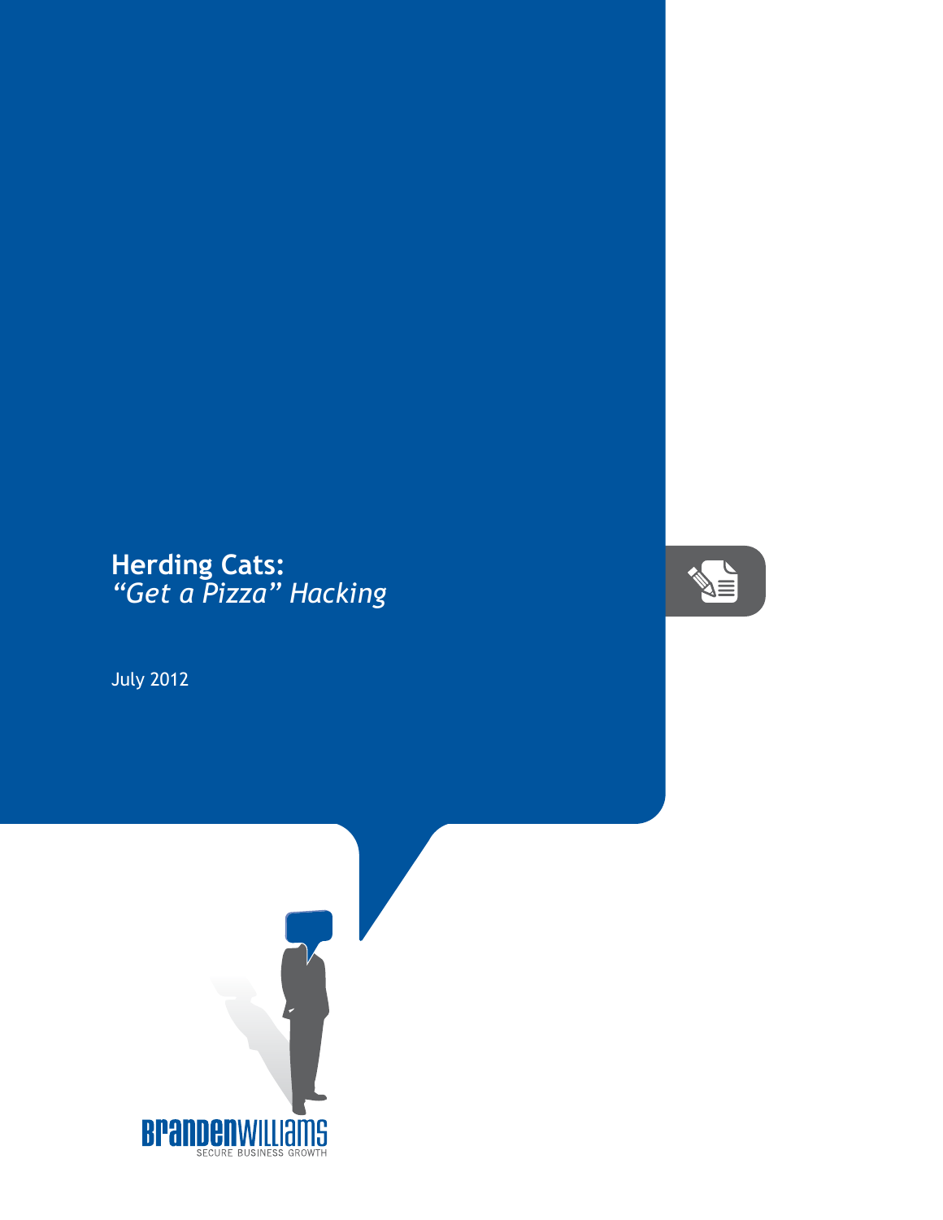# Herding Cats:
## *“Get a Pizza” Hacking*

July 2012

BRANDENWILLIAMS
SECURE BUSINESS GROWTH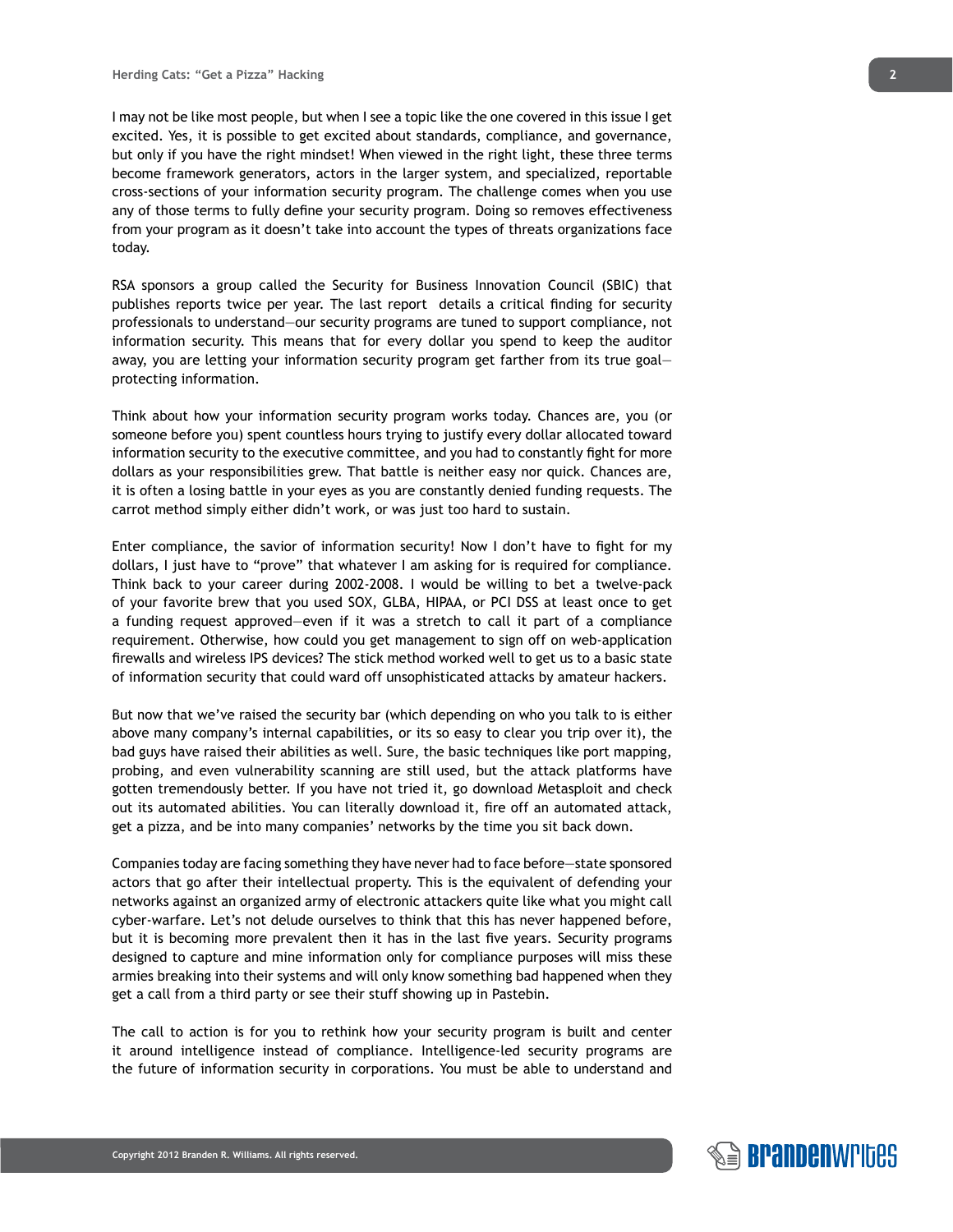I may not be like most people, but when I see a topic like the one covered in this issue I get excited. Yes, it is possible to get excited about standards, compliance, and governance, but only if you have the right mindset! When viewed in the right light, these three terms become framework generators, actors in the larger system, and specialized, reportable cross-sections of your information security program. The challenge comes when you use any of those terms to fully define your security program. Doing so removes effectiveness from your program as it doesn't take into account the types of threats organizations face today.

RSA sponsors a group called the Security for Business Innovation Council (SBIC) that publishes reports twice per year. The last report details a critical finding for security professionals to understand—our security programs are tuned to support compliance, not information security. This means that for every dollar you spend to keep the auditor away, you are letting your information security program get farther from its true goal—protecting information.

Think about how your information security program works today. Chances are, you (or someone before you) spent countless hours trying to justify every dollar allocated toward information security to the executive committee, and you had to constantly fight for more dollars as your responsibilities grew. That battle is neither easy nor quick. Chances are, it is often a losing battle in your eyes as you are constantly denied funding requests. The carrot method simply either didn't work, or was just too hard to sustain.

Enter compliance, the savior of information security! Now I don't have to fight for my dollars, I just have to "prove" that whatever I am asking for is required for compliance. Think back to your career during 2002-2008. I would be willing to bet a twelve-pack of your favorite brew that you used SOX, GLBA, HIPAA, or PCI DSS at least once to get a funding request approved—even if it was a stretch to call it part of a compliance requirement. Otherwise, how could you get management to sign off on web-application firewalls and wireless IPS devices? The stick method worked well to get us to a basic state of information security that could ward off unsophisticated attacks by amateur hackers.

But now that we've raised the security bar (which depending on who you talk to is either above many company's internal capabilities, or its so easy to clear you trip over it), the bad guys have raised their abilities as well. Sure, the basic techniques like port mapping, probing, and even vulnerability scanning are still used, but the attack platforms have gotten tremendously better. If you have not tried it, go download Metasploit and check out its automated abilities. You can literally download it, fire off an automated attack, get a pizza, and be into many companies' networks by the time you sit back down.

Companies today are facing something they have never had to face before—state sponsored actors that go after their intellectual property. This is the equivalent of defending your networks against an organized army of electronic attackers quite like what you might call cyber-warfare. Let's not delude ourselves to think that this has never happened before, but it is becoming more prevalent then it has in the last five years. Security programs designed to capture and mine information only for compliance purposes will miss these armies breaking into their systems and will only know something bad happened when they get a call from a third party or see their stuff showing up in Pastebin.

The call to action is for you to rethink how your security program is built and center it around intelligence instead of compliance. Intelligence-led security programs are the future of information security in corporations. You must be able to understand and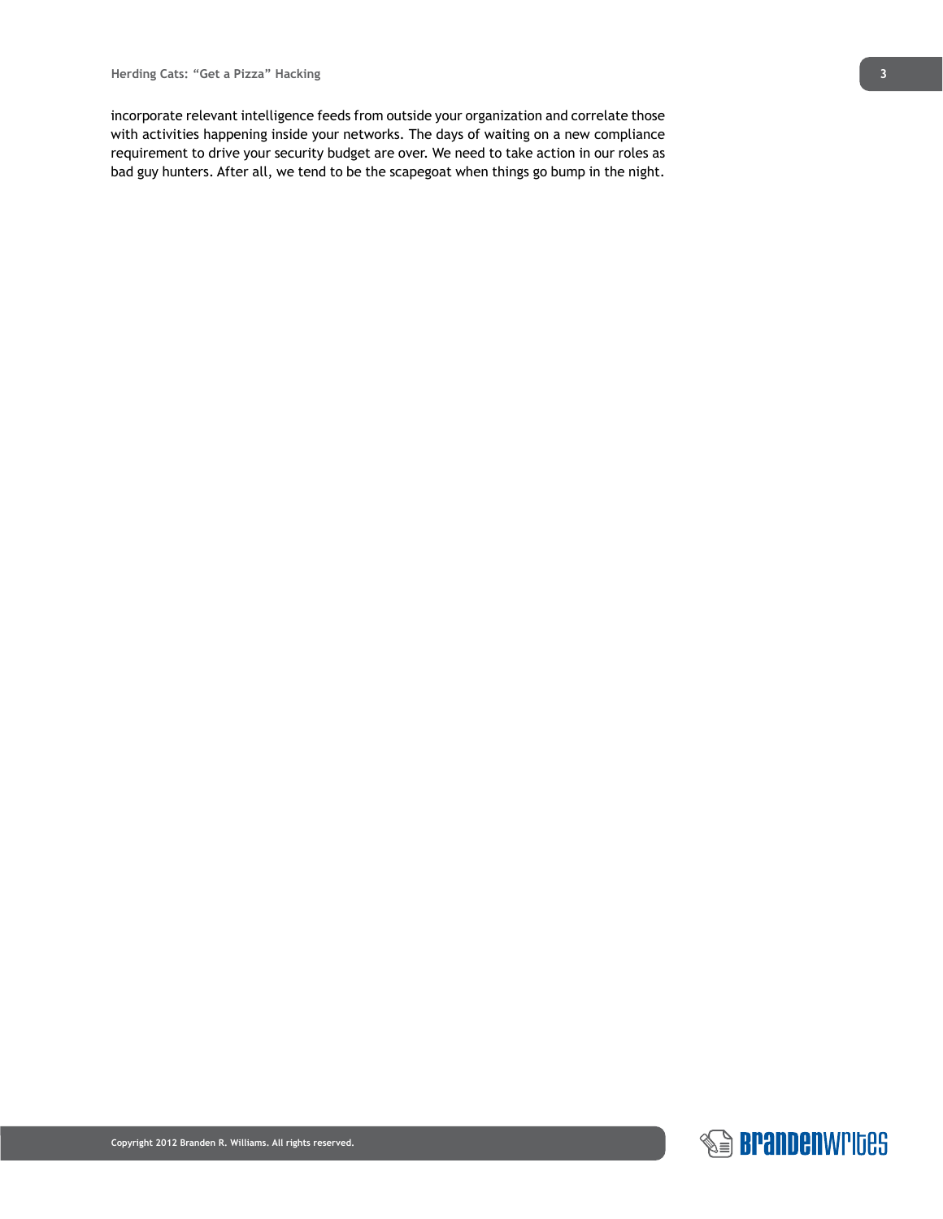incorporate relevant intelligence feeds from outside your organization and correlate those with activities happening inside your networks. The days of waiting on a new compliance requirement to drive your security budget are over. We need to take action in our roles as bad guy hunters. After all, we tend to be the scapegoat when things go bump in the night.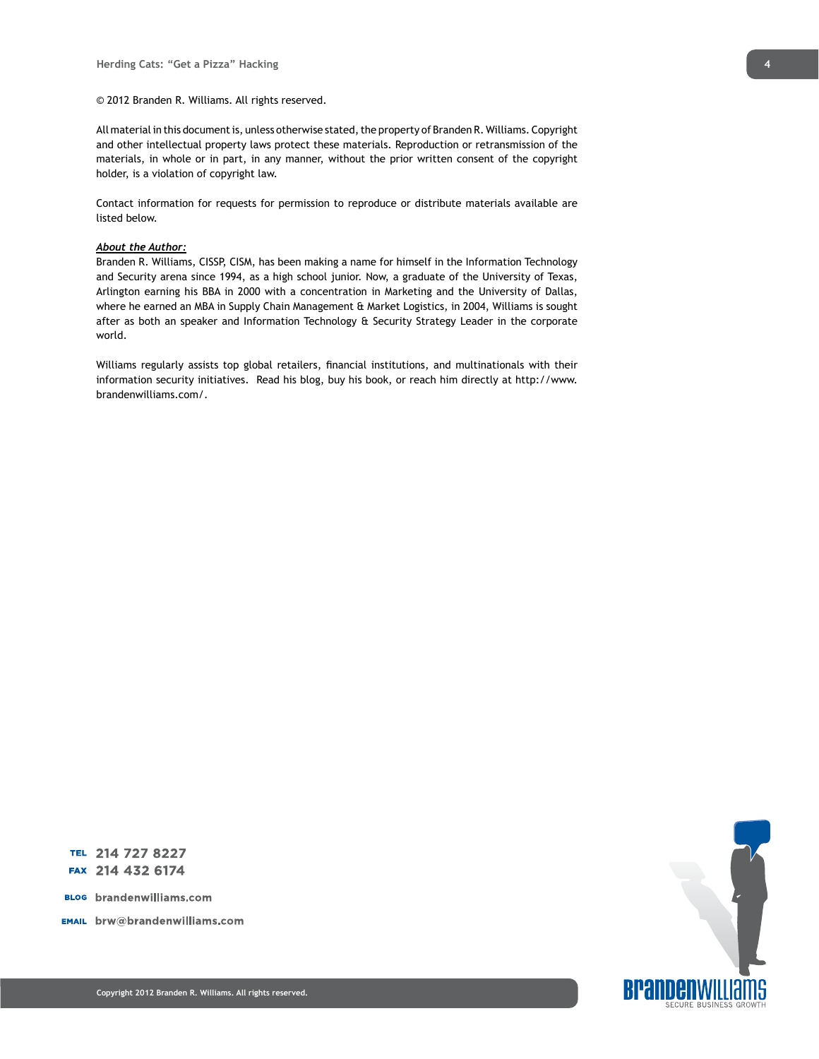© 2012 Branden R. Williams. All rights reserved.

All material in this document is, unless otherwise stated, the property of Branden R. Williams. Copyright and other intellectual property laws protect these materials. Reproduction or retransmission of the materials, in whole or in part, in any manner, without the prior written consent of the copyright holder, is a violation of copyright law.

Contact information for requests for permission to reproduce or distribute materials available are listed below.

***About the Author:***

Branden R. Williams, CISSP, CISM, has been making a name for himself in the Information Technology and Security arena since 1994, as a high school junior. Now, a graduate of the University of Texas, Arlington earning his BBA in 2000 with a concentration in Marketing and the University of Dallas, where he earned an MBA in Supply Chain Management & Market Logistics, in 2004, Williams is sought after as both an speaker and Information Technology & Security Strategy Leader in the corporate world.

Williams regularly assists top global retailers, financial institutions, and multinationals with their information security initiatives. Read his blog, buy his book, or reach him directly at http://www.brandenwilliams.com/.

**TEL** 214 727 8227
**FAX** 214 432 6174

**BLOG** brandenwilliams.com

**EMAIL** brw@brandenwilliams.com

BrandenWilliams
SECURE BUSINESS GROWTH